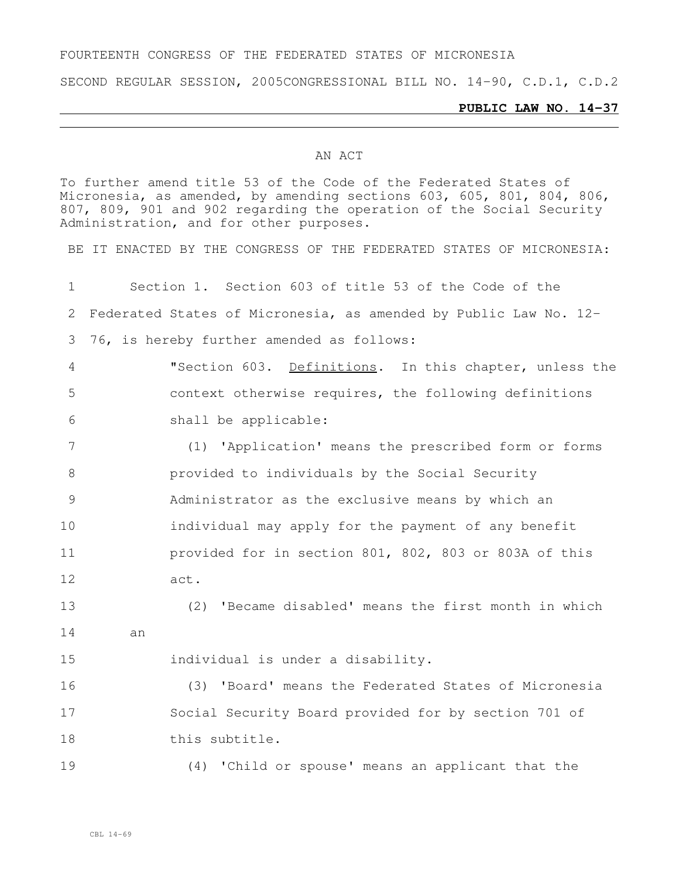FOURTEENTH CONGRESS OF THE FEDERATED STATES OF MICRONESIA

SECOND REGULAR SESSION, 2005 CONGRESSIONAL BILL NO. 14-90, C.D.1, C.D.2

**PUBLIC LAW NO. 14-37**

AN ACT

To further amend title 53 of the Code of the Federated States of Micronesia, as amended, by amending sections 603, 605, 801, 804, 806, 807, 809, 901 and 902 regarding the operation of the Social Security Administration, and for other purposes.

BE IT ENACTED BY THE CONGRESS OF THE FEDERATED STATES OF MICRONESIA:

Section 1. Section 603 of title 53 of the Code of the Federated States of Micronesia, as amended by Public Law No. 12-76, is hereby further amended as follows:

"Section 603. Definitions. In this chapter, unless the context otherwise requires, the following definitions shall be applicable:

(1) 'Application' means the prescribed form or forms provided to individuals by the Social Security Administrator as the exclusive means by which an individual may apply for the payment of any benefit provided for in section 801, 802, 803 or 803A of this act.

(2) 'Became disabled' means the first month in which an individual is under a disability.

(3) 'Board' means the Federated States of Micronesia Social Security Board provided for by section 701 of this subtitle.

(4) 'Child or spouse' means an applicant that the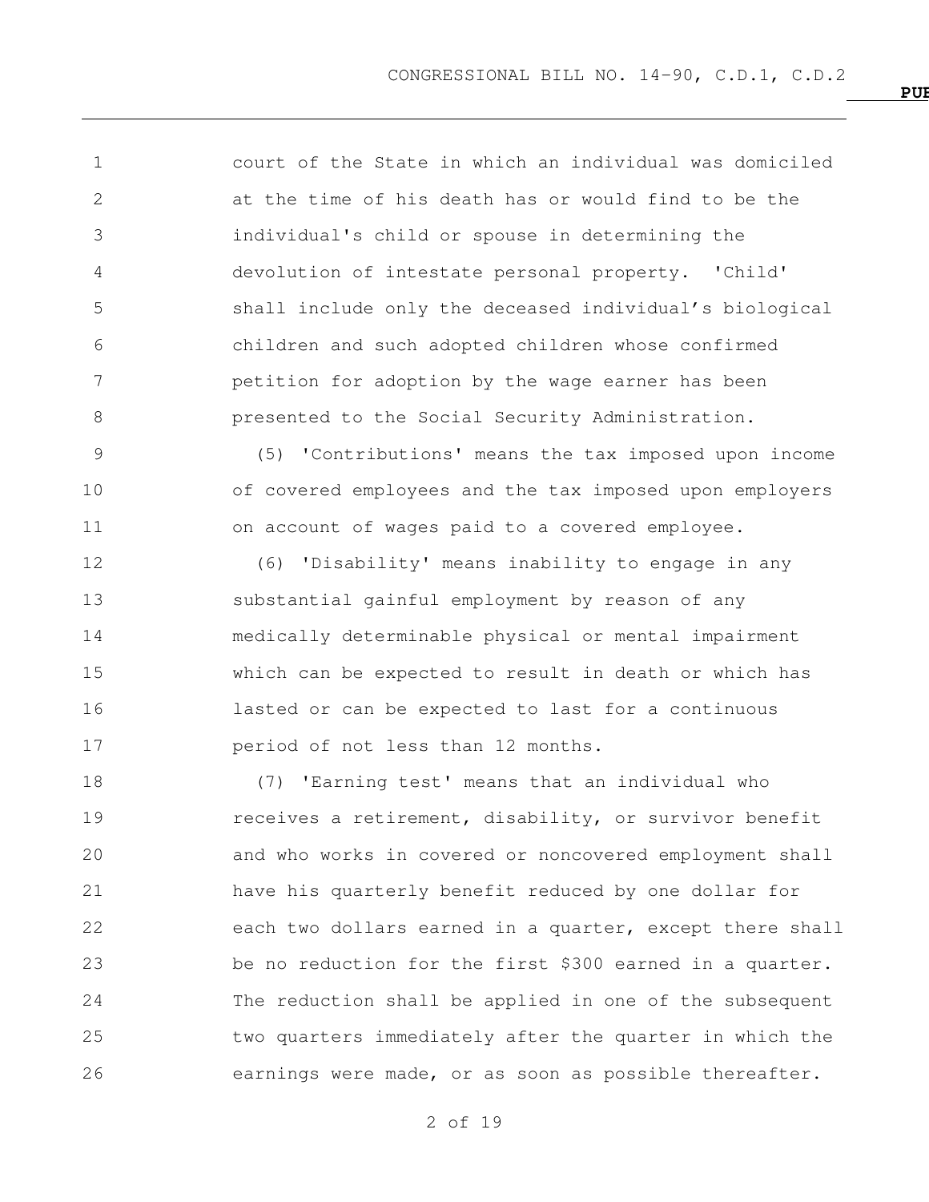court of the State in which an individual was domiciled at the time of his death has or would find to be the individual's child or spouse in determining the devolution of intestate personal property. 'Child' shall include only the deceased individual's biological children and such adopted children whose confirmed petition for adoption by the wage earner has been presented to the Social Security Administration.

(5) 'Contributions' means the tax imposed upon income of covered employees and the tax imposed upon employers on account of wages paid to a covered employee.

(6) 'Disability' means inability to engage in any substantial gainful employment by reason of any medically determinable physical or mental impairment which can be expected to result in death or which has lasted or can be expected to last for a continuous period of not less than 12 months.

(7) 'Earning test' means that an individual who receives a retirement, disability, or survivor benefit and who works in covered or noncovered employment shall have his quarterly benefit reduced by one dollar for each two dollars earned in a quarter, except there shall be no reduction for the first $300 earned in a quarter. The reduction shall be applied in one of the subsequent two quarters immediately after the quarter in which the earnings were made, or as soon as possible thereafter.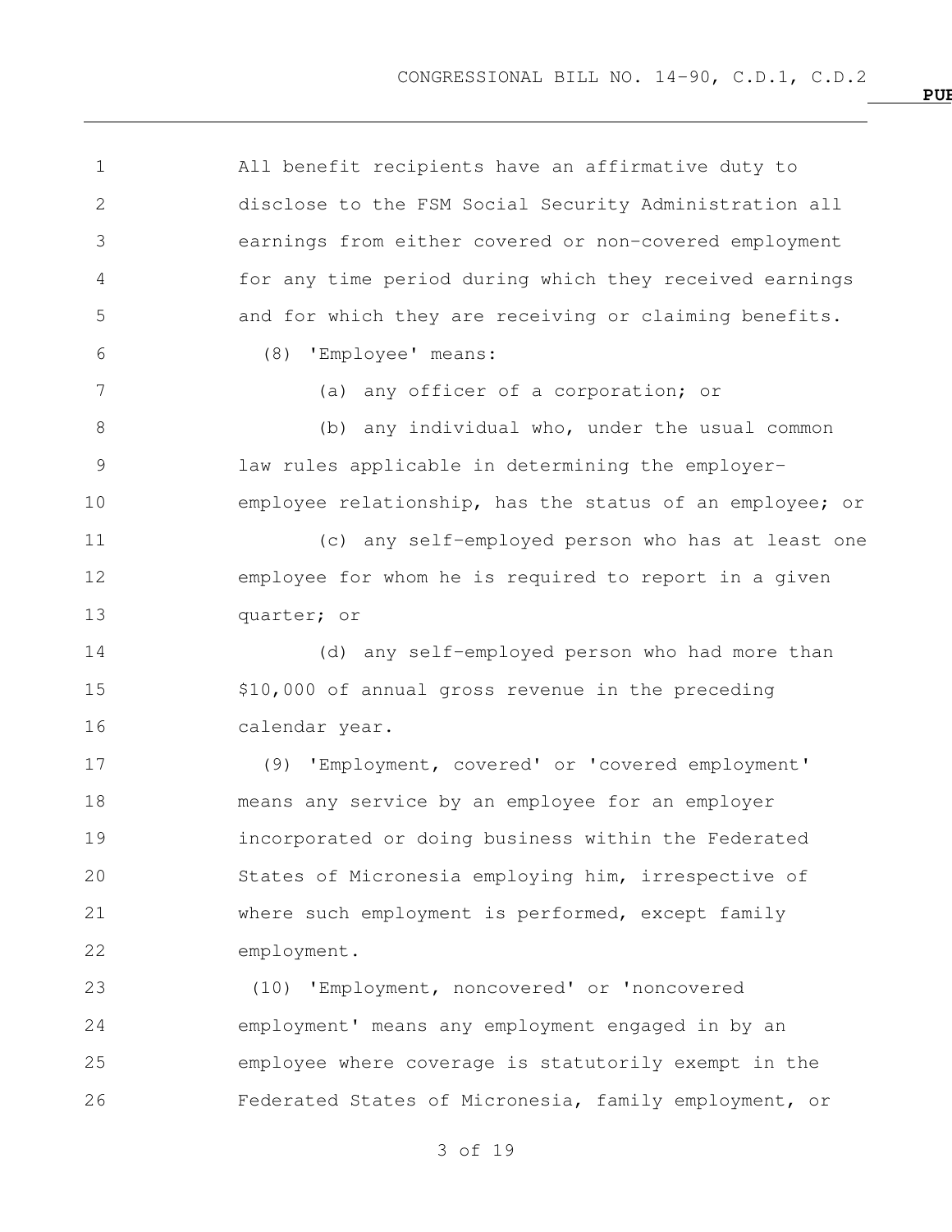All benefit recipients have an affirmative duty to disclose to the FSM Social Security Administration all earnings from either covered or non-covered employment for any time period during which they received earnings and for which they are receiving or claiming benefits.

(8) 'Employee' means:

(a) any officer of a corporation; or

(b) any individual who, under the usual common law rules applicable in determining the employer-employee relationship, has the status of an employee; or

(c) any self-employed person who has at least one employee for whom he is required to report in a given quarter; or

(d) any self-employed person who had more than $10,000 of annual gross revenue in the preceding calendar year.

(9) 'Employment, covered' or 'covered employment' means any service by an employee for an employer incorporated or doing business within the Federated States of Micronesia employing him, irrespective of where such employment is performed, except family employment.

(10) 'Employment, noncovered' or 'noncovered employment' means any employment engaged in by an employee where coverage is statutorily exempt in the Federated States of Micronesia, family employment, or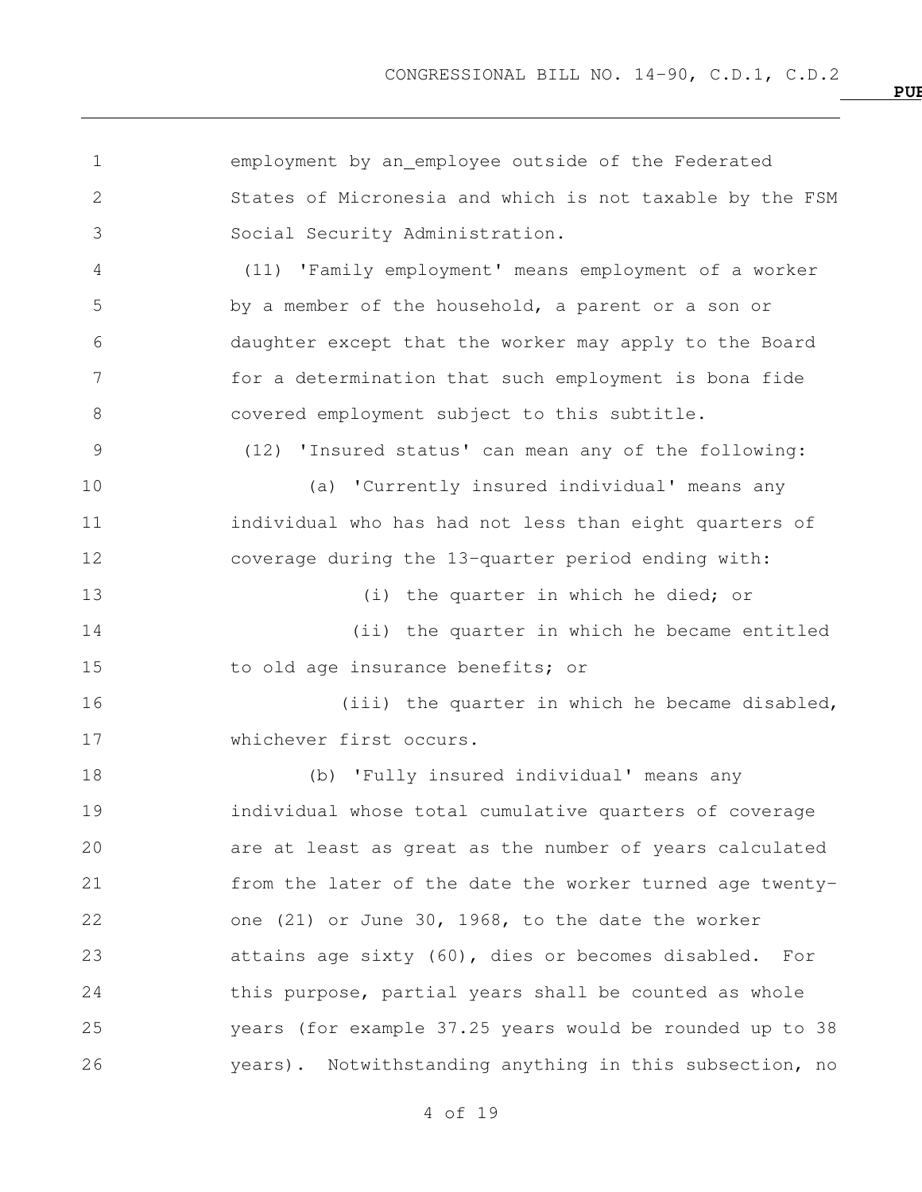employment by an_employee outside of the Federated States of Micronesia and which is not taxable by the FSM Social Security Administration.

(11) 'Family employment' means employment of a worker by a member of the household, a parent or a son or daughter except that the worker may apply to the Board for a determination that such employment is bona fide covered employment subject to this subtitle.

(12) 'Insured status' can mean any of the following:

(a) 'Currently insured individual' means any individual who has had not less than eight quarters of coverage during the 13-quarter period ending with:

(i) the quarter in which he died; or

(ii) the quarter in which he became entitled to old age insurance benefits; or

(iii) the quarter in which he became disabled, whichever first occurs.

(b) 'Fully insured individual' means any individual whose total cumulative quarters of coverage are at least as great as the number of years calculated from the later of the date the worker turned age twenty-one (21) or June 30, 1968, to the date the worker attains age sixty (60), dies or becomes disabled. For this purpose, partial years shall be counted as whole years (for example 37.25 years would be rounded up to 38 years). Notwithstanding anything in this subsection, no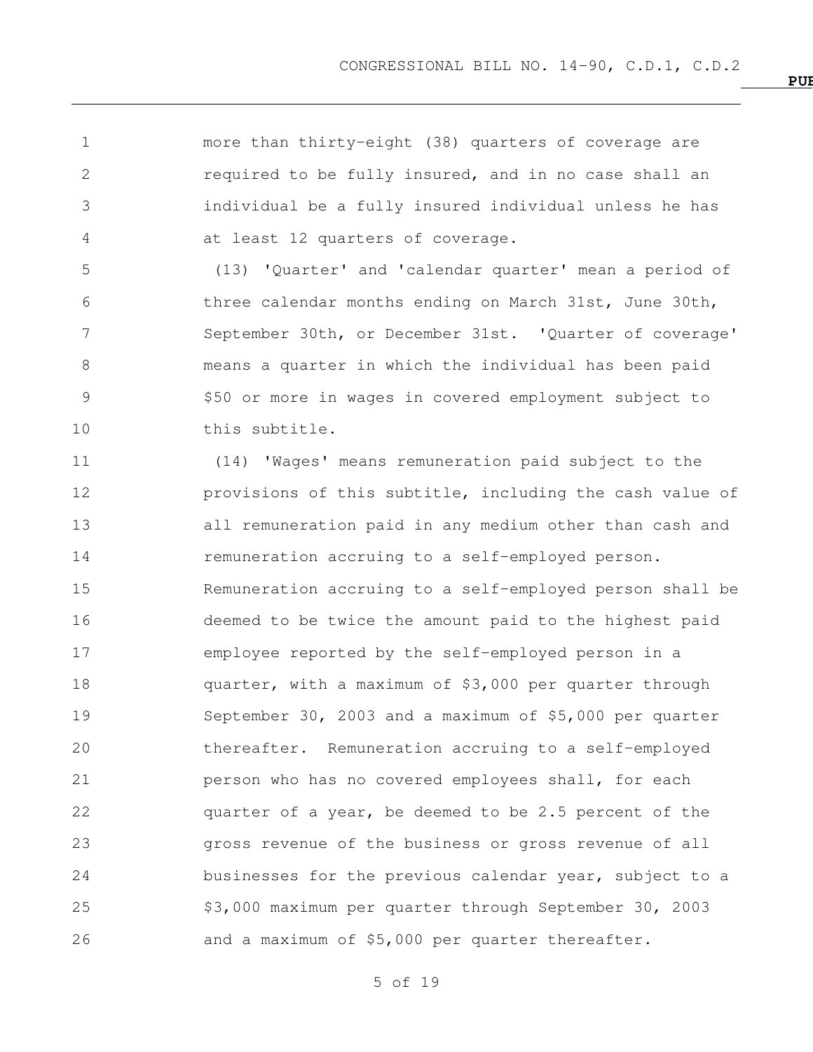more than thirty-eight (38) quarters of coverage are required to be fully insured, and in no case shall an individual be a fully insured individual unless he has at least 12 quarters of coverage.

(13) 'Quarter' and 'calendar quarter' mean a period of three calendar months ending on March 31st, June 30th, September 30th, or December 31st. 'Quarter of coverage' means a quarter in which the individual has been paid $50 or more in wages in covered employment subject to this subtitle.

(14) 'Wages' means remuneration paid subject to the provisions of this subtitle, including the cash value of all remuneration paid in any medium other than cash and remuneration accruing to a self-employed person. Remuneration accruing to a self-employed person shall be deemed to be twice the amount paid to the highest paid employee reported by the self-employed person in a quarter, with a maximum of $3,000 per quarter through September 30, 2003 and a maximum of $5,000 per quarter thereafter. Remuneration accruing to a self-employed person who has no covered employees shall, for each quarter of a year, be deemed to be 2.5 percent of the gross revenue of the business or gross revenue of all businesses for the previous calendar year, subject to a $3,000 maximum per quarter through September 30, 2003 and a maximum of $5,000 per quarter thereafter.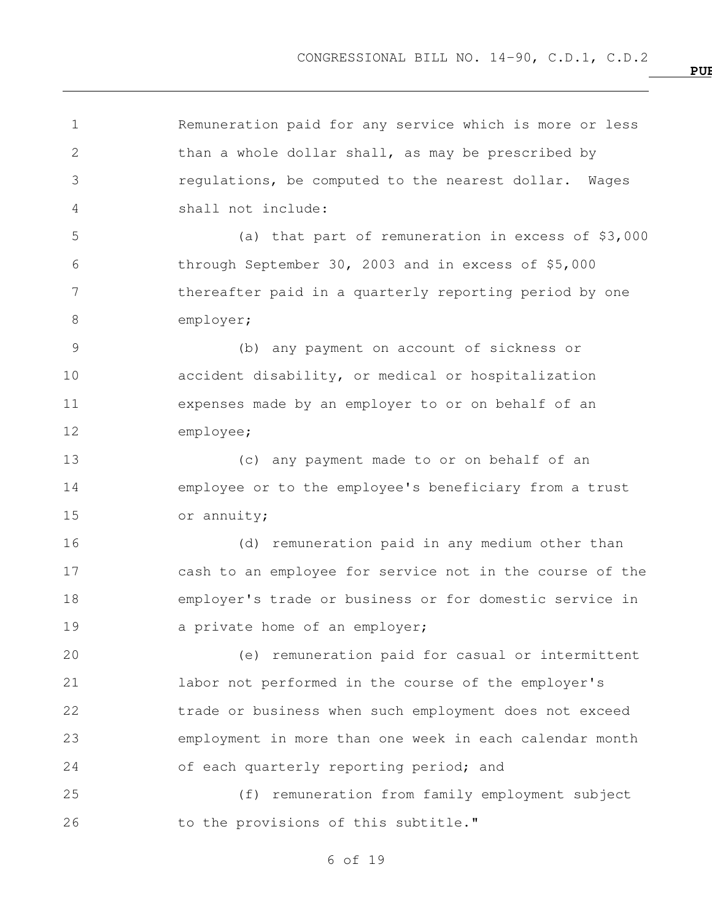Remuneration paid for any service which is more or less than a whole dollar shall, as may be prescribed by regulations, be computed to the nearest dollar. Wages shall not include:

(a) that part of remuneration in excess of $3,000 through September 30, 2003 and in excess of $5,000 thereafter paid in a quarterly reporting period by one employer;

(b) any payment on account of sickness or accident disability, or medical or hospitalization expenses made by an employer to or on behalf of an employee;

(c) any payment made to or on behalf of an employee or to the employee's beneficiary from a trust or annuity;

(d) remuneration paid in any medium other than cash to an employee for service not in the course of the employer's trade or business or for domestic service in a private home of an employer;

(e) remuneration paid for casual or intermittent labor not performed in the course of the employer's trade or business when such employment does not exceed employment in more than one week in each calendar month of each quarterly reporting period; and

(f) remuneration from family employment subject to the provisions of this subtitle."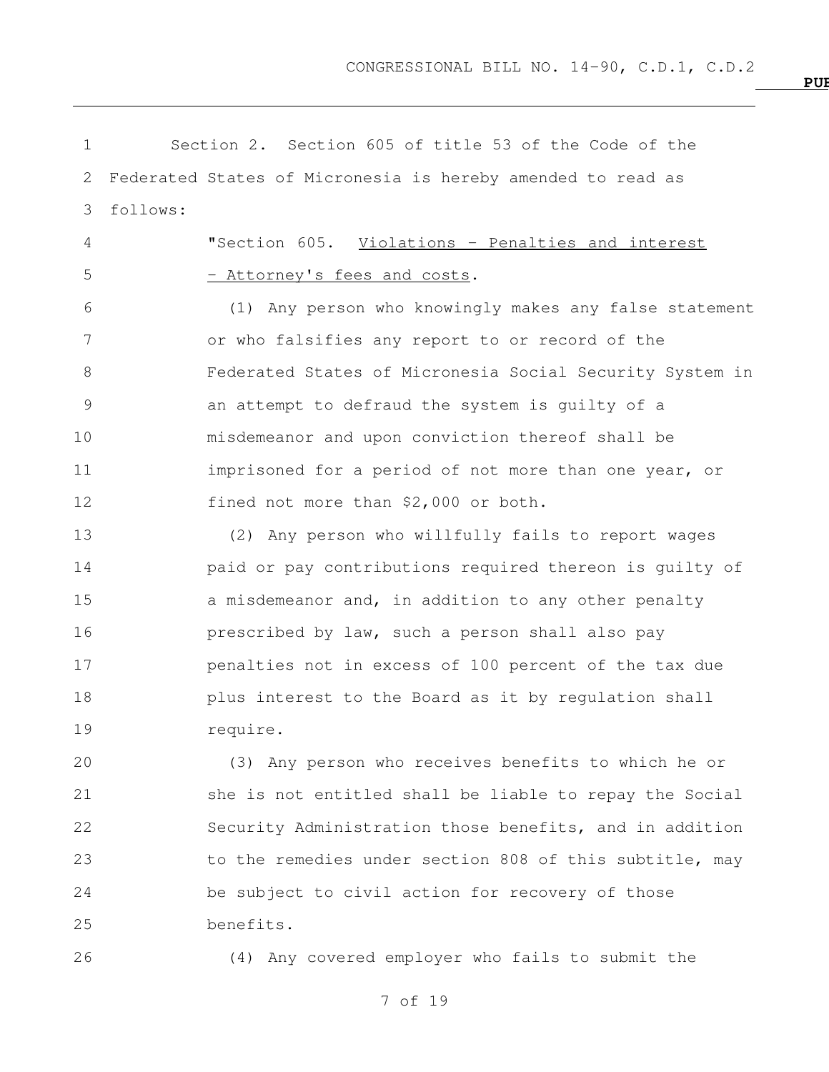Section 2. Section 605 of title 53 of the Code of the Federated States of Micronesia is hereby amended to read as follows:

"Section 605. Violations - Penalties and interest - Attorney's fees and costs.

(1) Any person who knowingly makes any false statement or who falsifies any report to or record of the Federated States of Micronesia Social Security System in an attempt to defraud the system is guilty of a misdemeanor and upon conviction thereof shall be imprisoned for a period of not more than one year, or fined not more than $2,000 or both.

(2) Any person who willfully fails to report wages paid or pay contributions required thereon is guilty of a misdemeanor and, in addition to any other penalty prescribed by law, such a person shall also pay penalties not in excess of 100 percent of the tax due plus interest to the Board as it by regulation shall require.

(3) Any person who receives benefits to which he or she is not entitled shall be liable to repay the Social Security Administration those benefits, and in addition to the remedies under section 808 of this subtitle, may be subject to civil action for recovery of those benefits.

(4) Any covered employer who fails to submit the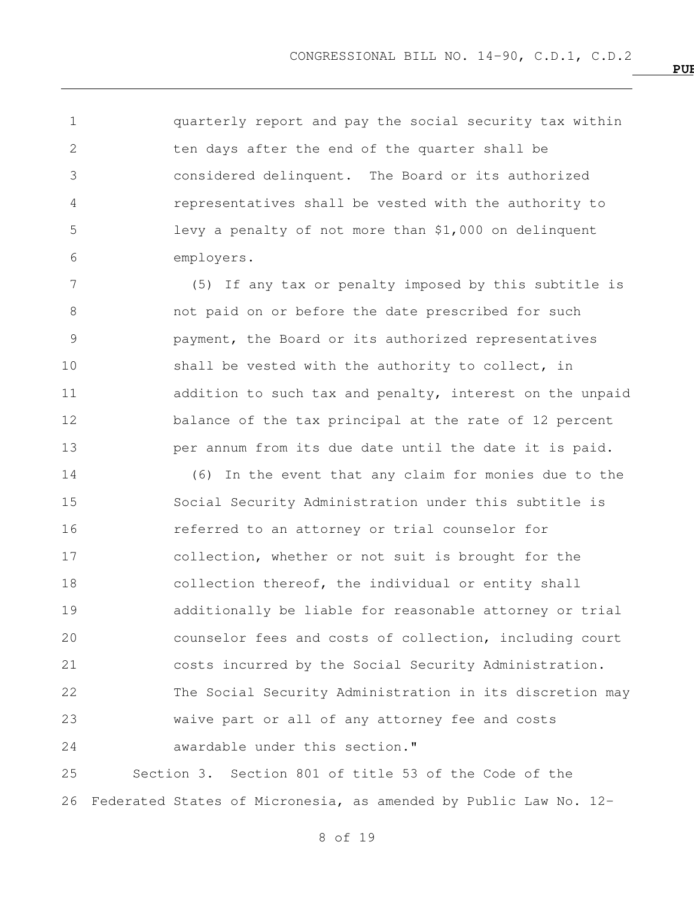quarterly report and pay the social security tax within ten days after the end of the quarter shall be considered delinquent. The Board or its authorized representatives shall be vested with the authority to levy a penalty of not more than $1,000 on delinquent employers.

(5) If any tax or penalty imposed by this subtitle is not paid on or before the date prescribed for such payment, the Board or its authorized representatives shall be vested with the authority to collect, in addition to such tax and penalty, interest on the unpaid balance of the tax principal at the rate of 12 percent per annum from its due date until the date it is paid.

(6) In the event that any claim for monies due to the Social Security Administration under this subtitle is referred to an attorney or trial counselor for collection, whether or not suit is brought for the collection thereof, the individual or entity shall additionally be liable for reasonable attorney or trial counselor fees and costs of collection, including court costs incurred by the Social Security Administration. The Social Security Administration in its discretion may waive part or all of any attorney fee and costs awardable under this section."

Section 3. Section 801 of title 53 of the Code of the Federated States of Micronesia, as amended by Public Law No. 12-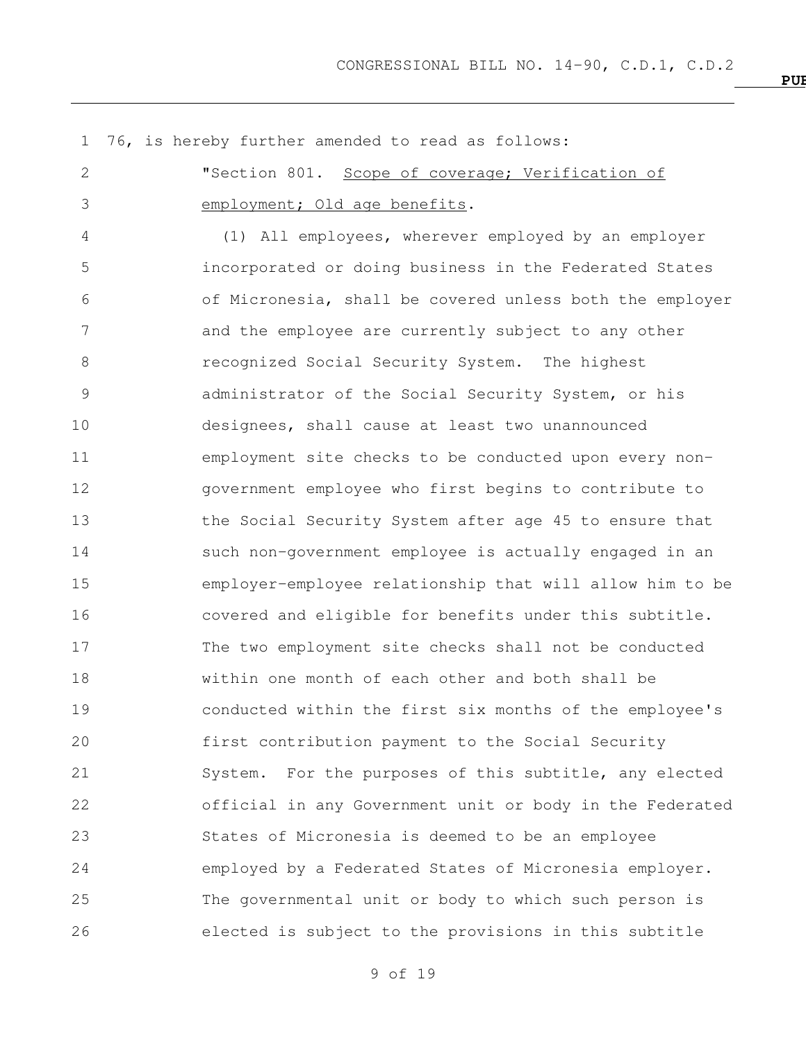76, is hereby further amended to read as follows:

"Section 801. Scope of coverage; Verification of employment; Old age benefits.

(1) All employees, wherever employed by an employer incorporated or doing business in the Federated States of Micronesia, shall be covered unless both the employer and the employee are currently subject to any other recognized Social Security System. The highest administrator of the Social Security System, or his designees, shall cause at least two unannounced employment site checks to be conducted upon every non-government employee who first begins to contribute to the Social Security System after age 45 to ensure that such non-government employee is actually engaged in an employer-employee relationship that will allow him to be covered and eligible for benefits under this subtitle. The two employment site checks shall not be conducted within one month of each other and both shall be conducted within the first six months of the employee's first contribution payment to the Social Security System. For the purposes of this subtitle, any elected official in any Government unit or body in the Federated States of Micronesia is deemed to be an employee employed by a Federated States of Micronesia employer. The governmental unit or body to which such person is elected is subject to the provisions in this subtitle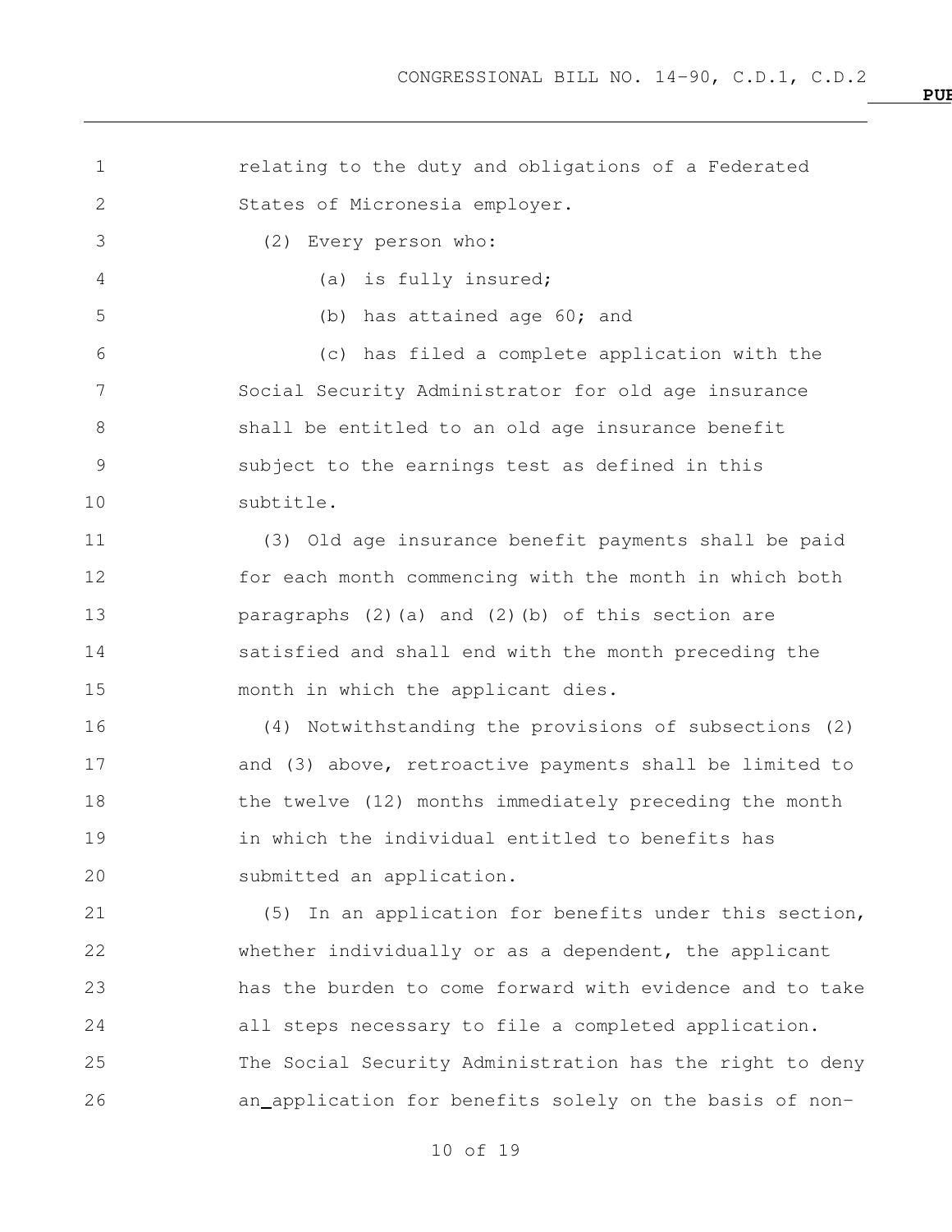relating to the duty and obligations of a Federated States of Micronesia employer.

(2) Every person who:

(a) is fully insured;

(b) has attained age 60; and

(c) has filed a complete application with the Social Security Administrator for old age insurance

shall be entitled to an old age insurance benefit subject to the earnings test as defined in this subtitle.

(3) Old age insurance benefit payments shall be paid for each month commencing with the month in which both paragraphs (2)(a) and (2)(b) of this section are satisfied and shall end with the month preceding the month in which the applicant dies.

(4) Notwithstanding the provisions of subsections (2) and (3) above, retroactive payments shall be limited to the twelve (12) months immediately preceding the month in which the individual entitled to benefits has submitted an application.

(5) In an application for benefits under this section, whether individually or as a dependent, the applicant has the burden to come forward with evidence and to take all steps necessary to file a completed application. The Social Security Administration has the right to deny an application for benefits solely on the basis of non-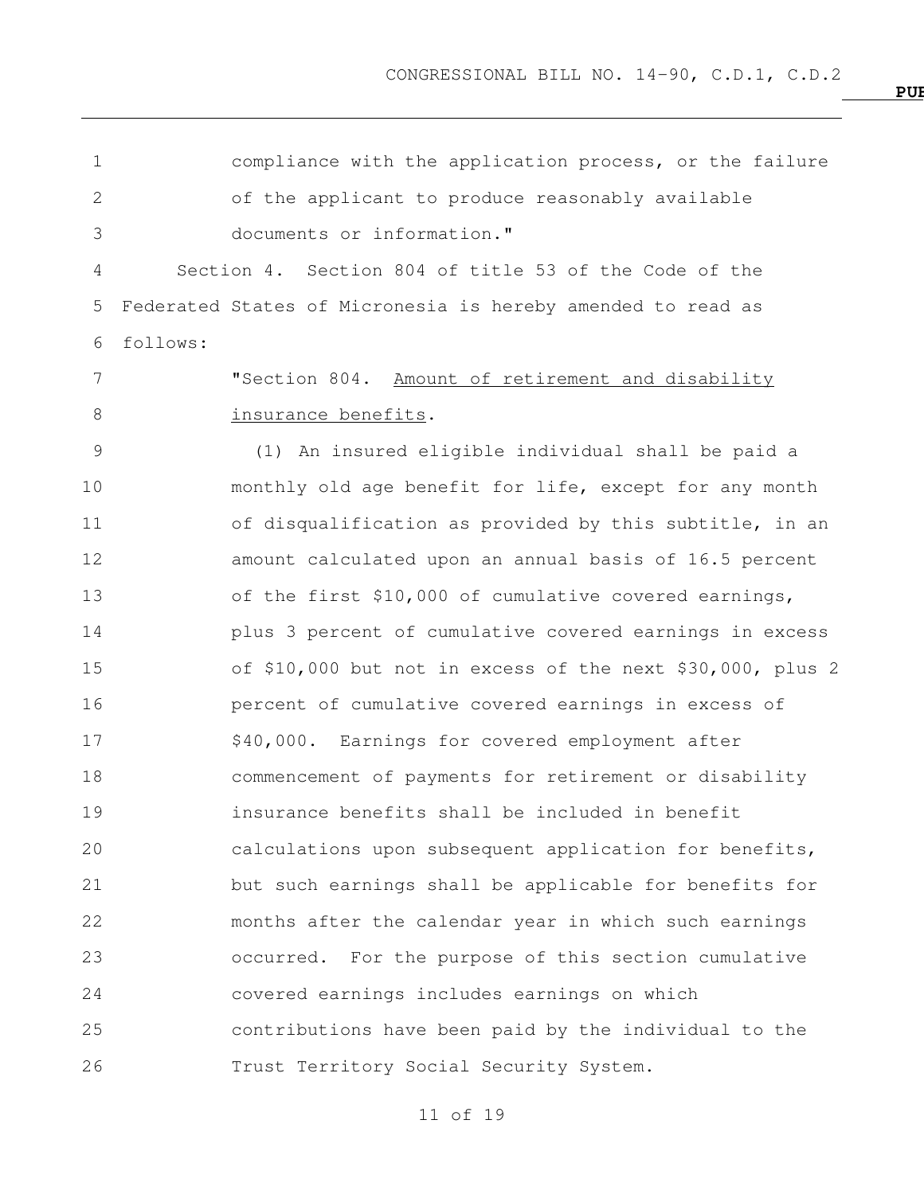compliance with the application process, or the failure of the applicant to produce reasonably available documents or information."

Section 4. Section 804 of title 53 of the Code of the Federated States of Micronesia is hereby amended to read as follows:

"Section 804. Amount of retirement and disability insurance benefits.

(1) An insured eligible individual shall be paid a monthly old age benefit for life, except for any month of disqualification as provided by this subtitle, in an amount calculated upon an annual basis of 16.5 percent of the first $10,000 of cumulative covered earnings, plus 3 percent of cumulative covered earnings in excess of $10,000 but not in excess of the next $30,000, plus 2 percent of cumulative covered earnings in excess of $40,000. Earnings for covered employment after commencement of payments for retirement or disability insurance benefits shall be included in benefit calculations upon subsequent application for benefits, but such earnings shall be applicable for benefits for months after the calendar year in which such earnings occurred. For the purpose of this section cumulative covered earnings includes earnings on which contributions have been paid by the individual to the Trust Territory Social Security System.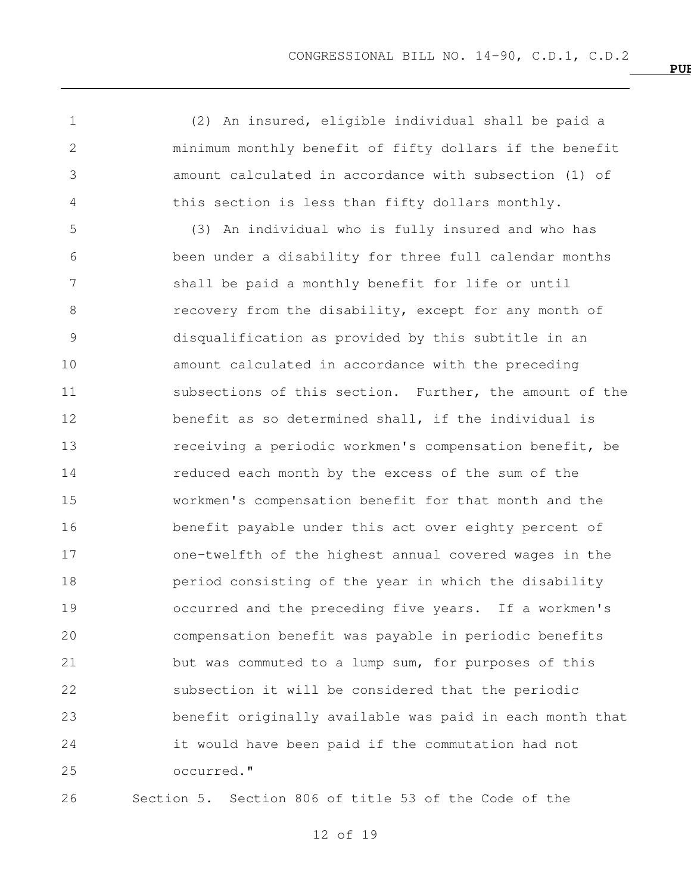(2) An insured, eligible individual shall be paid a minimum monthly benefit of fifty dollars if the benefit amount calculated in accordance with subsection (1) of this section is less than fifty dollars monthly.

(3) An individual who is fully insured and who has been under a disability for three full calendar months shall be paid a monthly benefit for life or until recovery from the disability, except for any month of disqualification as provided by this subtitle in an amount calculated in accordance with the preceding subsections of this section. Further, the amount of the benefit as so determined shall, if the individual is receiving a periodic workmen's compensation benefit, be reduced each month by the excess of the sum of the workmen's compensation benefit for that month and the benefit payable under this act over eighty percent of one-twelfth of the highest annual covered wages in the period consisting of the year in which the disability occurred and the preceding five years. If a workmen's compensation benefit was payable in periodic benefits but was commuted to a lump sum, for purposes of this subsection it will be considered that the periodic benefit originally available was paid in each month that it would have been paid if the commutation had not occurred."

Section 5. Section 806 of title 53 of the Code of the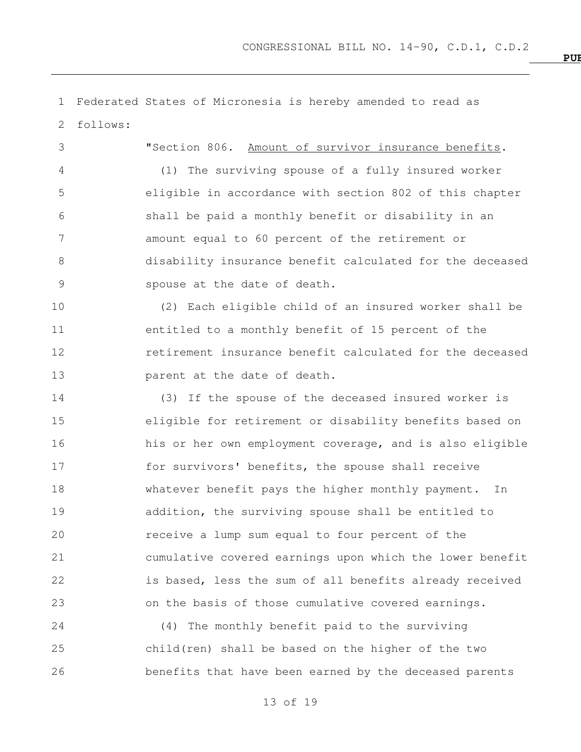Federated States of Micronesia is hereby amended to read as follows:

"Section 806. Amount of survivor insurance benefits.

(1) The surviving spouse of a fully insured worker eligible in accordance with section 802 of this chapter shall be paid a monthly benefit or disability in an amount equal to 60 percent of the retirement or disability insurance benefit calculated for the deceased spouse at the date of death.

(2) Each eligible child of an insured worker shall be entitled to a monthly benefit of 15 percent of the retirement insurance benefit calculated for the deceased parent at the date of death.

(3) If the spouse of the deceased insured worker is eligible for retirement or disability benefits based on his or her own employment coverage, and is also eligible for survivors' benefits, the spouse shall receive whatever benefit pays the higher monthly payment. In addition, the surviving spouse shall be entitled to receive a lump sum equal to four percent of the cumulative covered earnings upon which the lower benefit is based, less the sum of all benefits already received on the basis of those cumulative covered earnings.

(4) The monthly benefit paid to the surviving child(ren) shall be based on the higher of the two benefits that have been earned by the deceased parents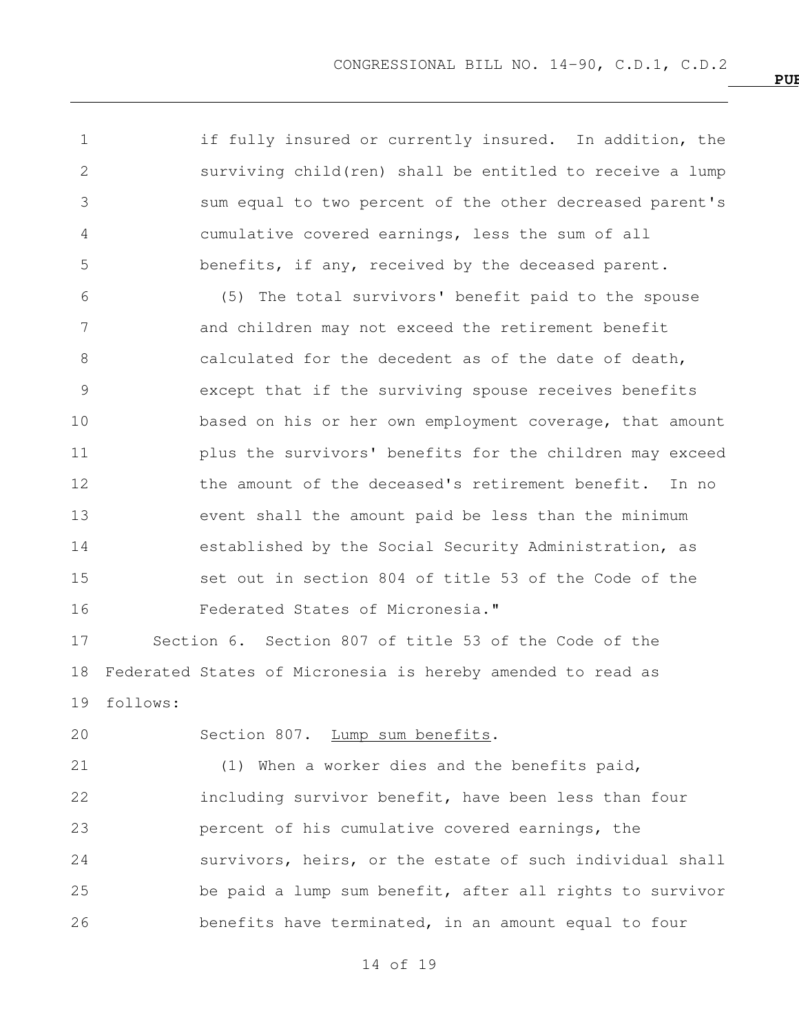if fully insured or currently insured. In addition, the surviving child(ren) shall be entitled to receive a lump sum equal to two percent of the other decreased parent's cumulative covered earnings, less the sum of all benefits, if any, received by the deceased parent.

(5) The total survivors' benefit paid to the spouse and children may not exceed the retirement benefit calculated for the decedent as of the date of death, except that if the surviving spouse receives benefits based on his or her own employment coverage, that amount plus the survivors' benefits for the children may exceed the amount of the deceased's retirement benefit. In no event shall the amount paid be less than the minimum established by the Social Security Administration, as set out in section 804 of title 53 of the Code of the Federated States of Micronesia."

Section 6. Section 807 of title 53 of the Code of the Federated States of Micronesia is hereby amended to read as follows:

Section 807. Lump sum benefits.

(1) When a worker dies and the benefits paid, including survivor benefit, have been less than four percent of his cumulative covered earnings, the survivors, heirs, or the estate of such individual shall be paid a lump sum benefit, after all rights to survivor benefits have terminated, in an amount equal to four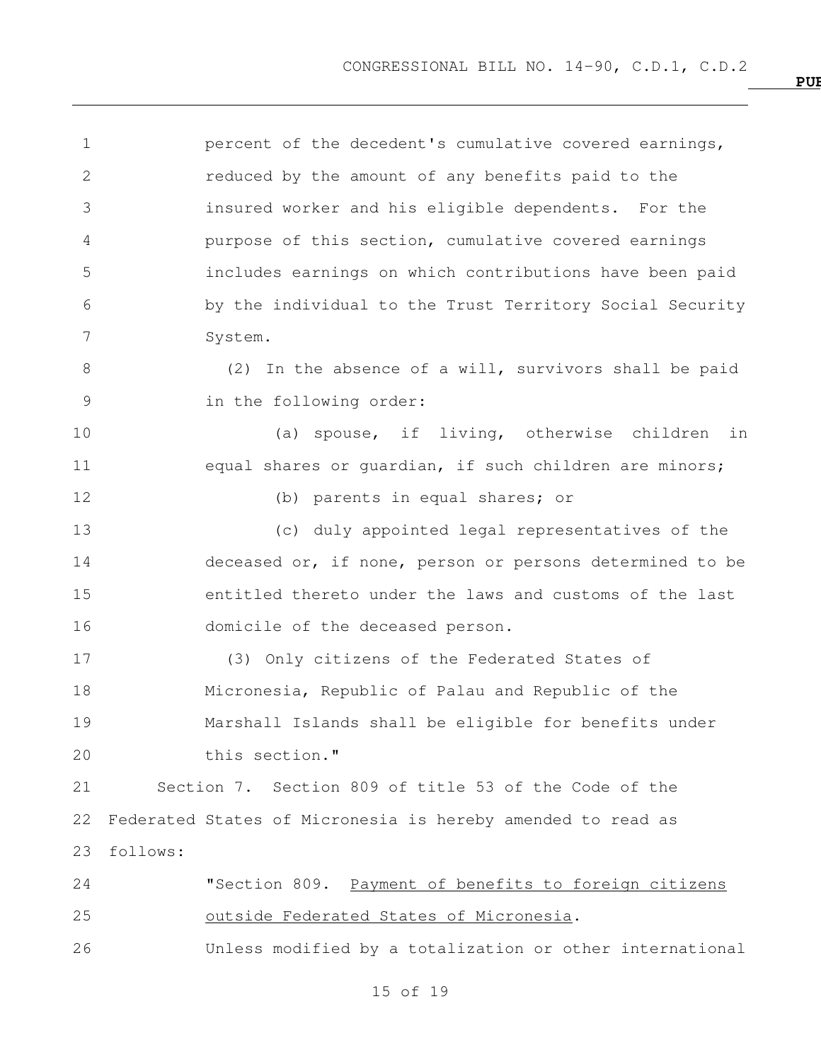percent of the decedent's cumulative covered earnings, reduced by the amount of any benefits paid to the insured worker and his eligible dependents. For the purpose of this section, cumulative covered earnings includes earnings on which contributions have been paid by the individual to the Trust Territory Social Security System.

(2) In the absence of a will, survivors shall be paid in the following order:

(a) spouse, if living, otherwise children in equal shares or guardian, if such children are minors;

(b) parents in equal shares; or

(c) duly appointed legal representatives of the deceased or, if none, person or persons determined to be entitled thereto under the laws and customs of the last domicile of the deceased person.

(3) Only citizens of the Federated States of Micronesia, Republic of Palau and Republic of the Marshall Islands shall be eligible for benefits under this section."

Section 7. Section 809 of title 53 of the Code of the Federated States of Micronesia is hereby amended to read as follows:

"Section 809. Payment of benefits to foreign citizens outside Federated States of Micronesia.

Unless modified by a totalization or other international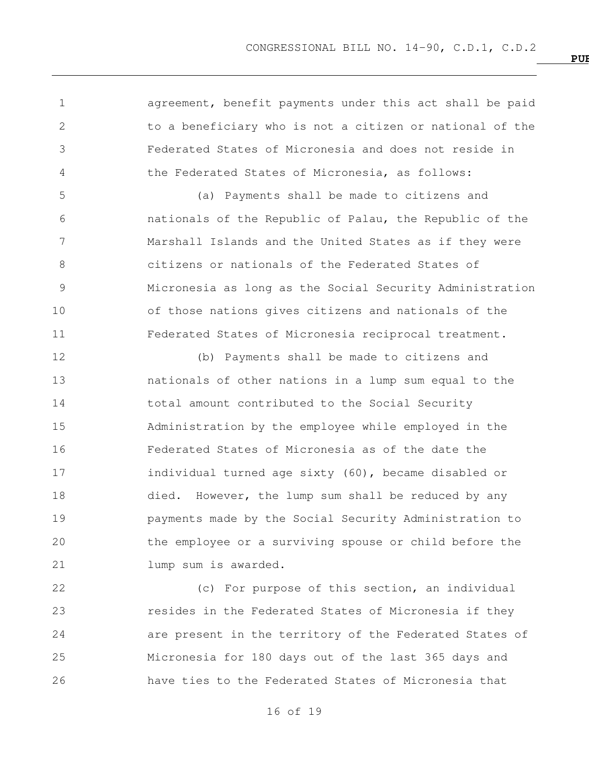agreement, benefit payments under this act shall be paid to a beneficiary who is not a citizen or national of the Federated States of Micronesia and does not reside in the Federated States of Micronesia, as follows:

(a) Payments shall be made to citizens and nationals of the Republic of Palau, the Republic of the Marshall Islands and the United States as if they were citizens or nationals of the Federated States of Micronesia as long as the Social Security Administration of those nations gives citizens and nationals of the Federated States of Micronesia reciprocal treatment.

(b) Payments shall be made to citizens and nationals of other nations in a lump sum equal to the total amount contributed to the Social Security Administration by the employee while employed in the Federated States of Micronesia as of the date the individual turned age sixty (60), became disabled or died. However, the lump sum shall be reduced by any payments made by the Social Security Administration to the employee or a surviving spouse or child before the lump sum is awarded.

(c) For purpose of this section, an individual resides in the Federated States of Micronesia if they are present in the territory of the Federated States of Micronesia for 180 days out of the last 365 days and have ties to the Federated States of Micronesia that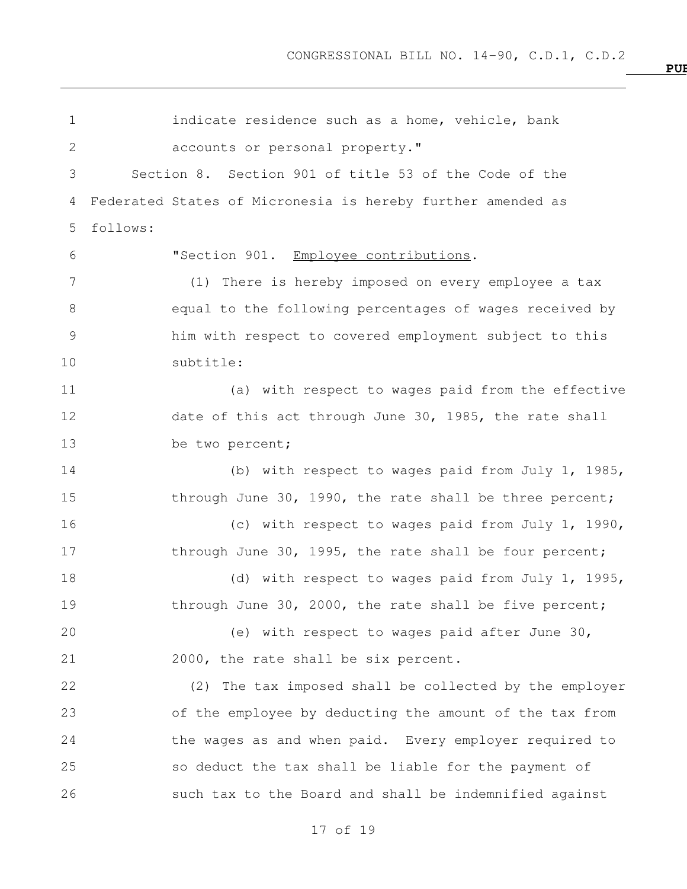indicate residence such as a home, vehicle, bank accounts or personal property."

Section 8. Section 901 of title 53 of the Code of the Federated States of Micronesia is hereby further amended as follows:

"Section 901. Employee contributions.

(1) There is hereby imposed on every employee a tax equal to the following percentages of wages received by him with respect to covered employment subject to this subtitle:

(a) with respect to wages paid from the effective date of this act through June 30, 1985, the rate shall be two percent;

(b) with respect to wages paid from July 1, 1985, through June 30, 1990, the rate shall be three percent;

(c) with respect to wages paid from July 1, 1990, through June 30, 1995, the rate shall be four percent;

(d) with respect to wages paid from July 1, 1995, through June 30, 2000, the rate shall be five percent;

(e) with respect to wages paid after June 30, 2000, the rate shall be six percent.

(2) The tax imposed shall be collected by the employer of the employee by deducting the amount of the tax from the wages as and when paid. Every employer required to so deduct the tax shall be liable for the payment of such tax to the Board and shall be indemnified against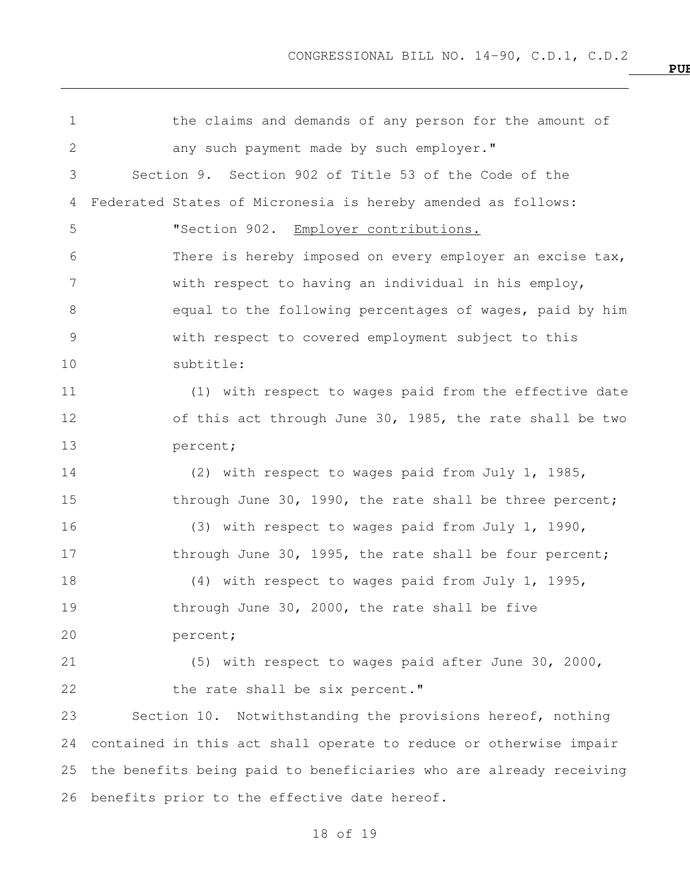the claims and demands of any person for the amount of any such payment made by such employer."

Section 9. Section 902 of Title 53 of the Code of the Federated States of Micronesia is hereby amended as follows:

"Section 902. Employer contributions.

There is hereby imposed on every employer an excise tax, with respect to having an individual in his employ, equal to the following percentages of wages, paid by him with respect to covered employment subject to this subtitle:

(1) with respect to wages paid from the effective date of this act through June 30, 1985, the rate shall be two percent;

(2) with respect to wages paid from July 1, 1985, through June 30, 1990, the rate shall be three percent;

(3) with respect to wages paid from July 1, 1990, through June 30, 1995, the rate shall be four percent;

(4) with respect to wages paid from July 1, 1995, through June 30, 2000, the rate shall be five percent;

(5) with respect to wages paid after June 30, 2000, the rate shall be six percent."

Section 10. Notwithstanding the provisions hereof, nothing contained in this act shall operate to reduce or otherwise impair the benefits being paid to beneficiaries who are already receiving benefits prior to the effective date hereof.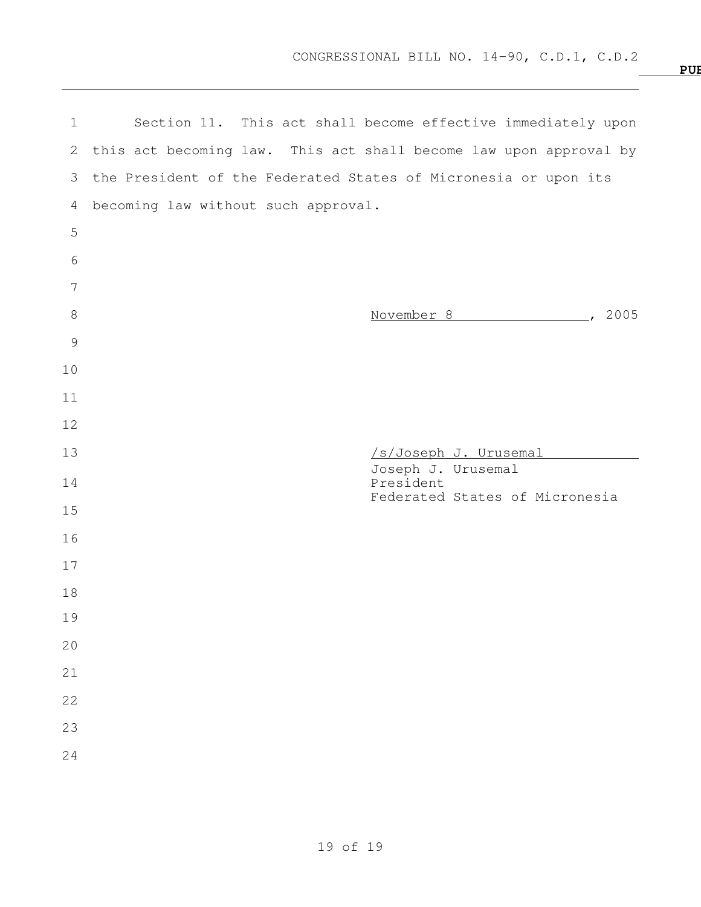Section 11. This act shall become effective immediately upon this act becoming law. This act shall become law upon approval by the President of the Federated States of Micronesia or upon its becoming law without such approval.

November 8, 2005

/s/Joseph J. Urusemal

Joseph J. Urusemal
President
Federated States of Micronesia